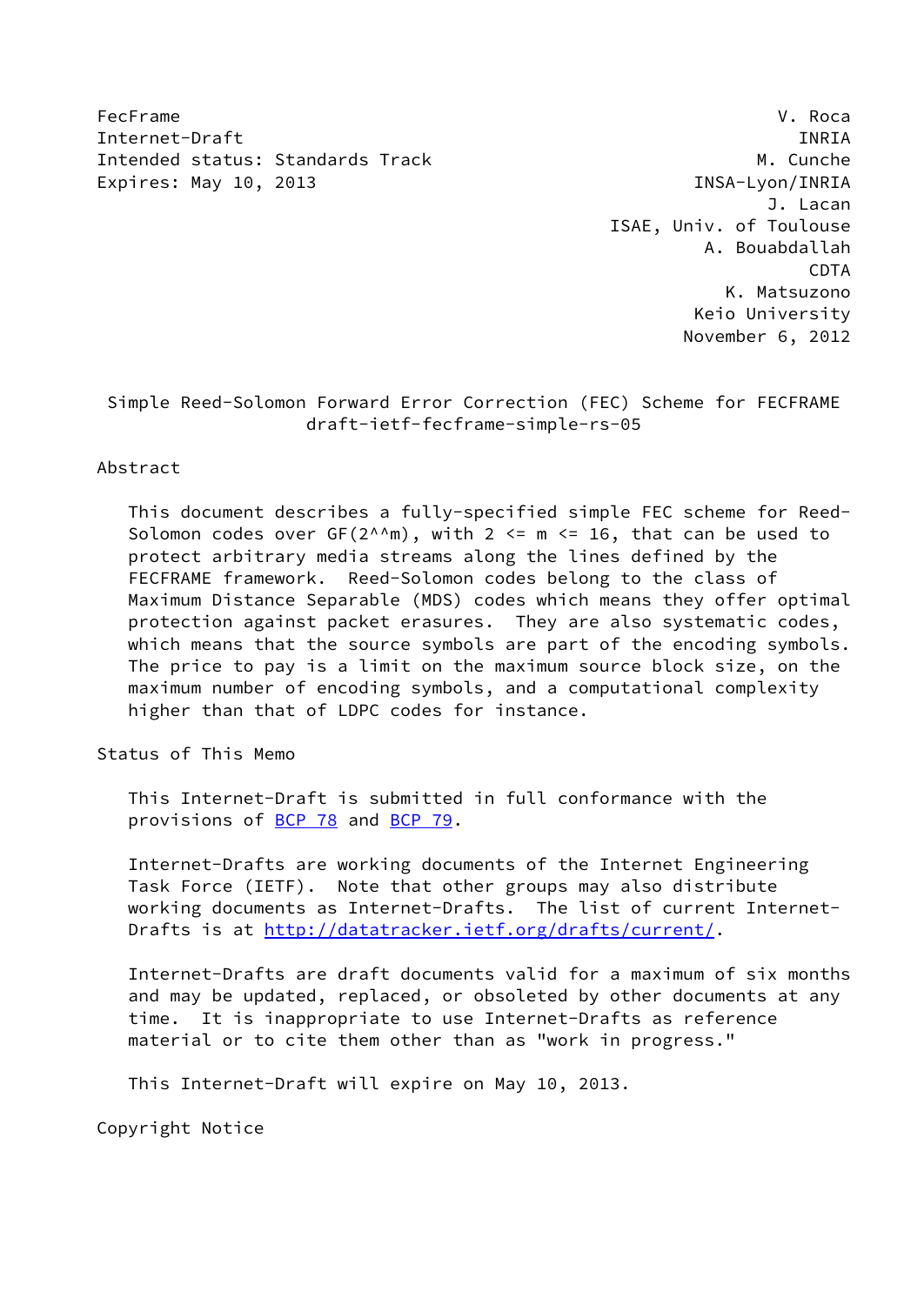FecFrame                                                         V. Roca
Internet-Draft                                                     INRIA
Intended status: Standards Track                               M. Cunche
Expires: May 10, 2013                                   INSA-Lyon/INRIA
                                                                J. Lacan
                                               ISAE, Univ. of Toulouse
                                                        A. Bouabdallah
                                                                  CDTA
                                                          K. Matsuzono
                                                       Keio University
                                                      November 6, 2012

# Simple Reed-Solomon Forward Error Correction (FEC) Scheme for FECFRAME

draft-ietf-fecframe-simple-rs-05

## Abstract

This document describes a fully-specified simple FEC scheme for Reed-Solomon codes over GF(2^^m), with 2 <= m <= 16, that can be used to protect arbitrary media streams along the lines defined by the FECFRAME framework. Reed-Solomon codes belong to the class of Maximum Distance Separable (MDS) codes which means they offer optimal protection against packet erasures. They are also systematic codes, which means that the source symbols are part of the encoding symbols. The price to pay is a limit on the maximum source block size, on the maximum number of encoding symbols, and a computational complexity higher than that of LDPC codes for instance.

## Status of This Memo

This Internet-Draft is submitted in full conformance with the provisions of BCP 78 and BCP 79.

Internet-Drafts are working documents of the Internet Engineering Task Force (IETF). Note that other groups may also distribute working documents as Internet-Drafts. The list of current Internet-Drafts is at http://datatracker.ietf.org/drafts/current/.

Internet-Drafts are draft documents valid for a maximum of six months and may be updated, replaced, or obsoleted by other documents at any time. It is inappropriate to use Internet-Drafts as reference material or to cite them other than as "work in progress."

This Internet-Draft will expire on May 10, 2013.

## Copyright Notice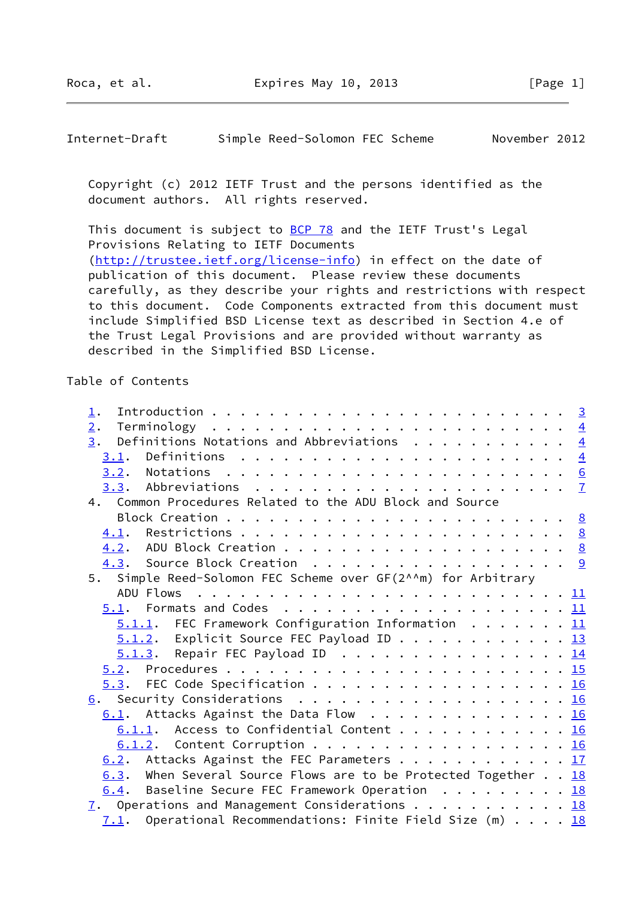Copyright (c) 2012 IETF Trust and the persons identified as the document authors. All rights reserved.

This document is subject to BCP 78 and the IETF Trust's Legal Provisions Relating to IETF Documents (http://trustee.ietf.org/license-info) in effect on the date of publication of this document. Please review these documents carefully, as they describe your rights and restrictions with respect to this document. Code Components extracted from this document must include Simplified BSD License text as described in Section 4.e of the Trust Legal Provisions and are provided without warranty as described in the Simplified BSD License.

## Table of Contents

```
   1.  Introduction . . . . . . . . . . . . . . . . . . . . . . . .   3
   2.  Terminology  . . . . . . . . . . . . . . . . . . . . . . . .   4
   3.  Definitions Notations and Abbreviations  . . . . . . . . . .   4
     3.1.  Definitions  . . . . . . . . . . . . . . . . . . . . . .   4
     3.2.  Notations  . . . . . . . . . . . . . . . . . . . . . . .   6
     3.3.  Abbreviations  . . . . . . . . . . . . . . . . . . . . .   7
   4.  Common Procedures Related to the ADU Block and Source
       Block Creation . . . . . . . . . . . . . . . . . . . . . . .   8
     4.1.  Restrictions . . . . . . . . . . . . . . . . . . . . . .   8
     4.2.  ADU Block Creation . . . . . . . . . . . . . . . . . . .   8
     4.3.  Source Block Creation  . . . . . . . . . . . . . . . . .   9
   5.  Simple Reed-Solomon FEC Scheme over GF(2^^m) for Arbitrary
       ADU Flows  . . . . . . . . . . . . . . . . . . . . . . . . .  11
     5.1.  Formats and Codes  . . . . . . . . . . . . . . . . . . .  11
       5.1.1.  FEC Framework Configuration Information  . . . . . .  11
       5.1.2.  Explicit Source FEC Payload ID . . . . . . . . . . .  13
       5.1.3.  Repair FEC Payload ID  . . . . . . . . . . . . . . .  14
     5.2.  Procedures . . . . . . . . . . . . . . . . . . . . . . .  15
     5.3.  FEC Code Specification . . . . . . . . . . . . . . . . .  16
   6.  Security Considerations  . . . . . . . . . . . . . . . . . .  16
     6.1.  Attacks Against the Data Flow  . . . . . . . . . . . . .  16
       6.1.1.  Access to Confidential Content . . . . . . . . . . .  16
       6.1.2.  Content Corruption . . . . . . . . . . . . . . . . .  16
     6.2.  Attacks Against the FEC Parameters . . . . . . . . . . .  17
     6.3.  When Several Source Flows are to be Protected Together . .  18
     6.4.  Baseline Secure FEC Framework Operation  . . . . . . . .  18
   7.  Operations and Management Considerations . . . . . . . . . .  18
     7.1.  Operational Recommendations: Finite Field Size (m) . . . .  18
```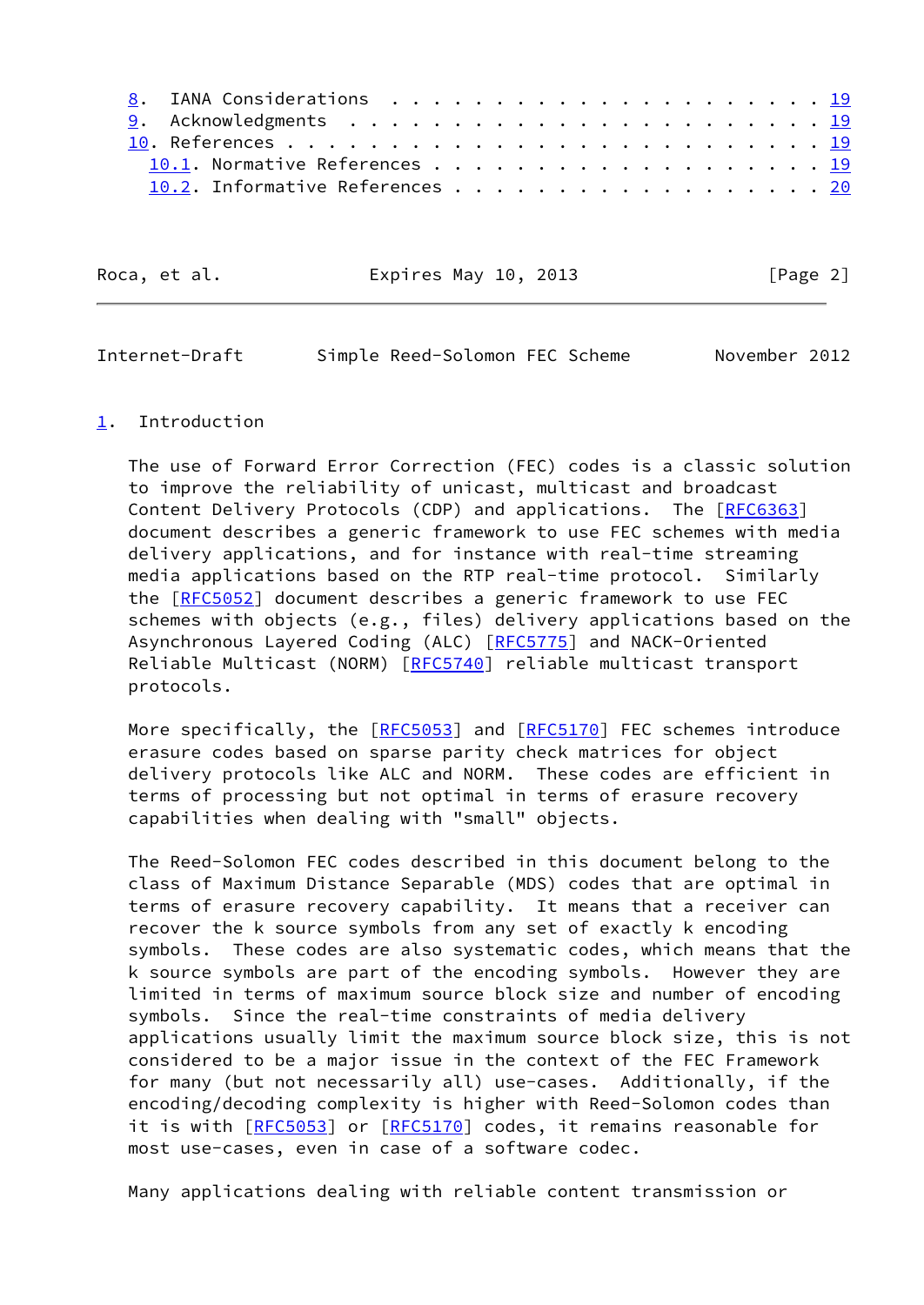8. IANA Considerations . . . . . . . . . . . . . . . . . . . . . 19
9. Acknowledgments . . . . . . . . . . . . . . . . . . . . . . . 19
10. References . . . . . . . . . . . . . . . . . . . . . . . . . . 19
  10.1. Normative References . . . . . . . . . . . . . . . . . . . 19
  10.2. Informative References . . . . . . . . . . . . . . . . . . 20

## 1. Introduction

The use of Forward Error Correction (FEC) codes is a classic solution to improve the reliability of unicast, multicast and broadcast Content Delivery Protocols (CDP) and applications. The [RFC6363] document describes a generic framework to use FEC schemes with media delivery applications, and for instance with real-time streaming media applications based on the RTP real-time protocol. Similarly the [RFC5052] document describes a generic framework to use FEC schemes with objects (e.g., files) delivery applications based on the Asynchronous Layered Coding (ALC) [RFC5775] and NACK-Oriented Reliable Multicast (NORM) [RFC5740] reliable multicast transport protocols.

More specifically, the [RFC5053] and [RFC5170] FEC schemes introduce erasure codes based on sparse parity check matrices for object delivery protocols like ALC and NORM. These codes are efficient in terms of processing but not optimal in terms of erasure recovery capabilities when dealing with "small" objects.

The Reed-Solomon FEC codes described in this document belong to the class of Maximum Distance Separable (MDS) codes that are optimal in terms of erasure recovery capability. It means that a receiver can recover the k source symbols from any set of exactly k encoding symbols. These codes are also systematic codes, which means that the k source symbols are part of the encoding symbols. However they are limited in terms of maximum source block size and number of encoding symbols. Since the real-time constraints of media delivery applications usually limit the maximum source block size, this is not considered to be a major issue in the context of the FEC Framework for many (but not necessarily all) use-cases. Additionally, if the encoding/decoding complexity is higher with Reed-Solomon codes than it is with [RFC5053] or [RFC5170] codes, it remains reasonable for most use-cases, even in case of a software codec.

Many applications dealing with reliable content transmission or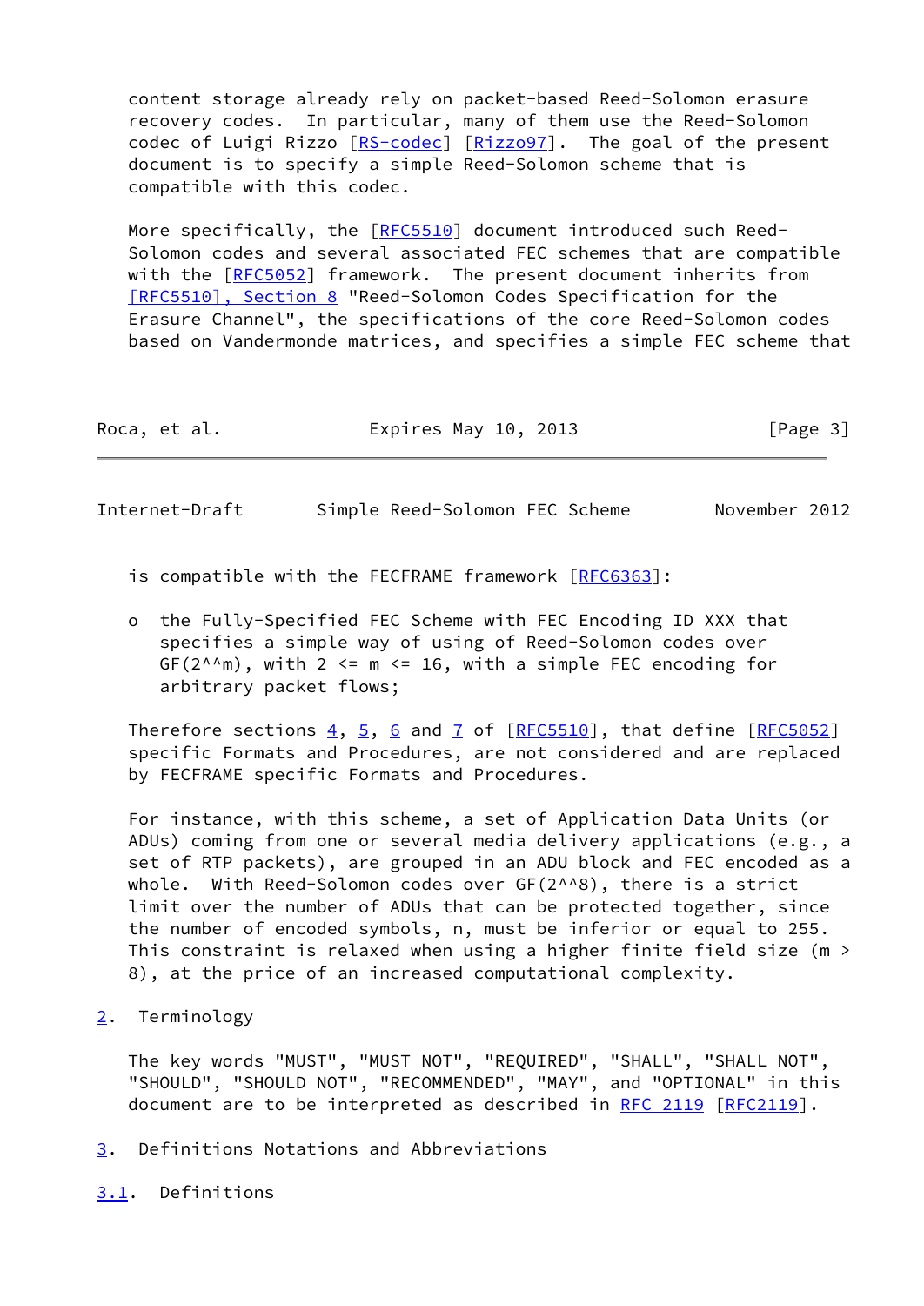content storage already rely on packet-based Reed-Solomon erasure recovery codes. In particular, many of them use the Reed-Solomon codec of Luigi Rizzo [RS-codec] [Rizzo97]. The goal of the present document is to specify a simple Reed-Solomon scheme that is compatible with this codec.

More specifically, the [RFC5510] document introduced such Reed-Solomon codes and several associated FEC schemes that are compatible with the [RFC5052] framework. The present document inherits from [RFC5510], Section 8 "Reed-Solomon Codes Specification for the Erasure Channel", the specifications of the core Reed-Solomon codes based on Vandermonde matrices, and specifies a simple FEC scheme that is compatible with the FECFRAME framework [RFC6363]:

- the Fully-Specified FEC Scheme with FEC Encoding ID XXX that specifies a simple way of using of Reed-Solomon codes over GF(2^^m), with 2 <= m <= 16, with a simple FEC encoding for arbitrary packet flows;

Therefore sections 4, 5, 6 and 7 of [RFC5510], that define [RFC5052] specific Formats and Procedures, are not considered and are replaced by FECFRAME specific Formats and Procedures.

For instance, with this scheme, a set of Application Data Units (or ADUs) coming from one or several media delivery applications (e.g., a set of RTP packets), are grouped in an ADU block and FEC encoded as a whole. With Reed-Solomon codes over GF(2^^8), there is a strict limit over the number of ADUs that can be protected together, since the number of encoded symbols, n, must be inferior or equal to 255. This constraint is relaxed when using a higher finite field size (m > 8), at the price of an increased computational complexity.

## 2. Terminology

The key words "MUST", "MUST NOT", "REQUIRED", "SHALL", "SHALL NOT", "SHOULD", "SHOULD NOT", "RECOMMENDED", "MAY", and "OPTIONAL" in this document are to be interpreted as described in RFC 2119 [RFC2119].

## 3. Definitions Notations and Abbreviations

### 3.1. Definitions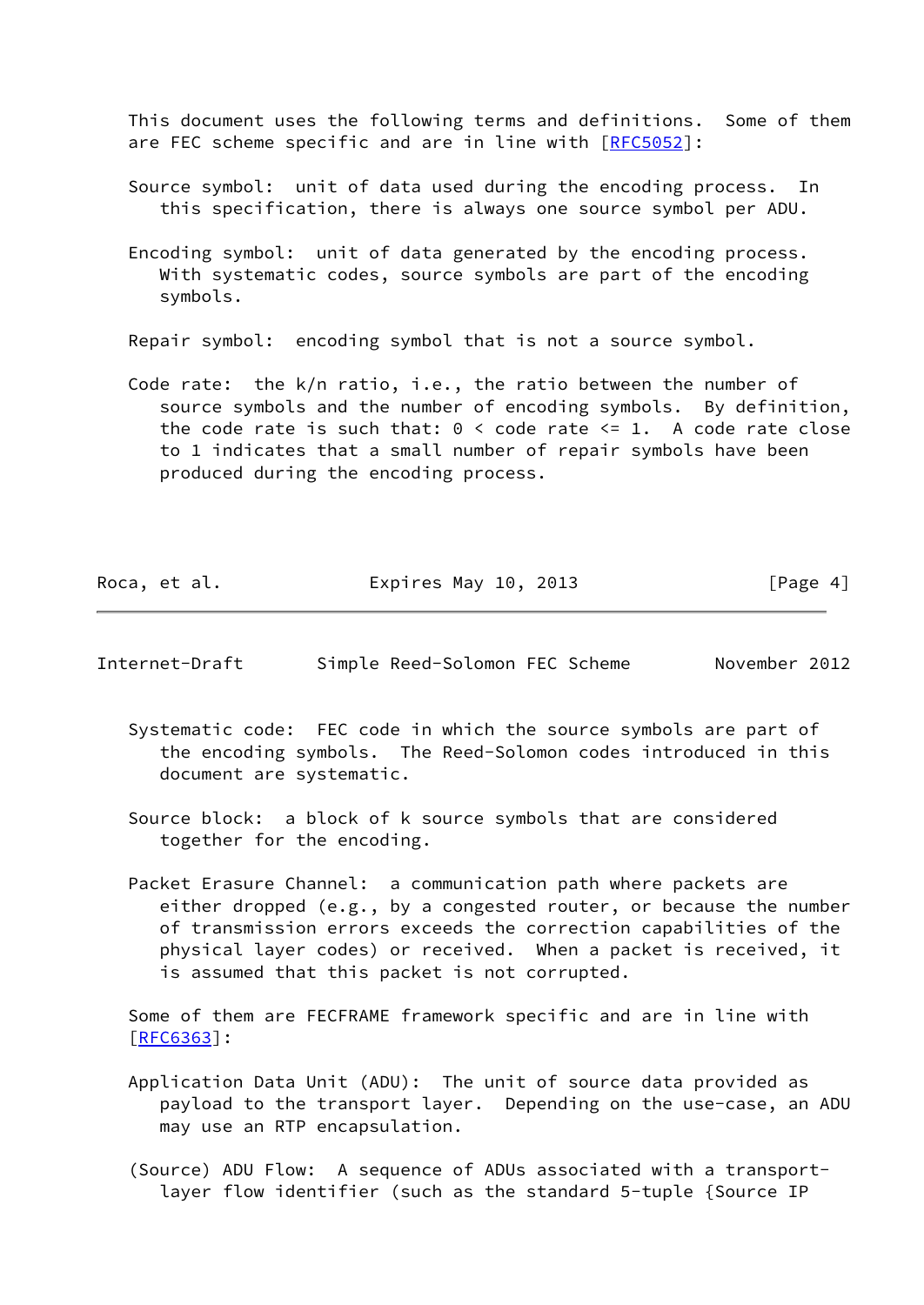This document uses the following terms and definitions. Some of them are FEC scheme specific and are in line with [RFC5052]:

Source symbol: unit of data used during the encoding process. In this specification, there is always one source symbol per ADU.

Encoding symbol: unit of data generated by the encoding process. With systematic codes, source symbols are part of the encoding symbols.

Repair symbol: encoding symbol that is not a source symbol.

Code rate: the k/n ratio, i.e., the ratio between the number of source symbols and the number of encoding symbols. By definition, the code rate is such that: 0 < code rate <= 1. A code rate close to 1 indicates that a small number of repair symbols have been produced during the encoding process.

Systematic code: FEC code in which the source symbols are part of the encoding symbols. The Reed-Solomon codes introduced in this document are systematic.

Source block: a block of k source symbols that are considered together for the encoding.

Packet Erasure Channel: a communication path where packets are either dropped (e.g., by a congested router, or because the number of transmission errors exceeds the correction capabilities of the physical layer codes) or received. When a packet is received, it is assumed that this packet is not corrupted.

Some of them are FECFRAME framework specific and are in line with [RFC6363]:

Application Data Unit (ADU): The unit of source data provided as payload to the transport layer. Depending on the use-case, an ADU may use an RTP encapsulation.

(Source) ADU Flow: A sequence of ADUs associated with a transport-layer flow identifier (such as the standard 5-tuple {Source IP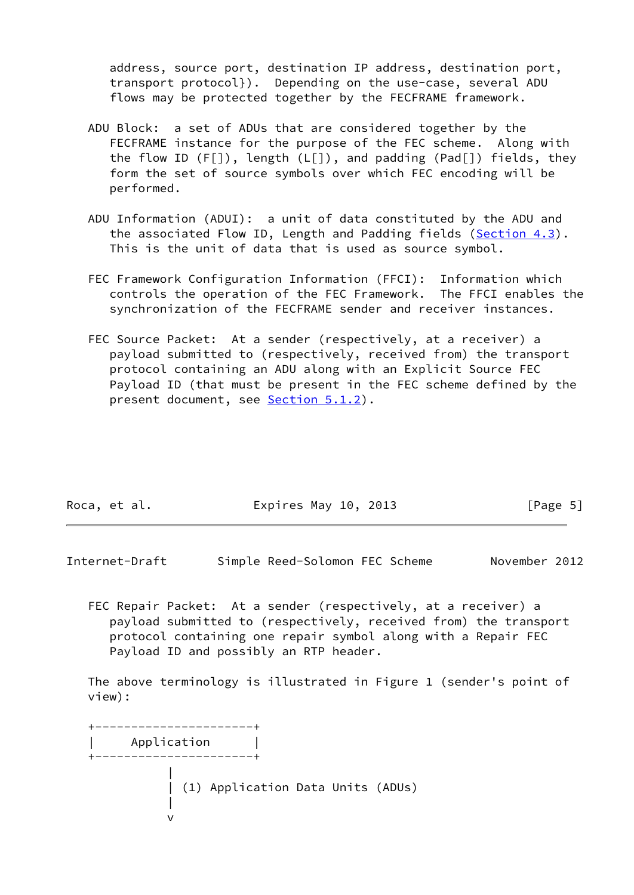address, source port, destination IP address, destination port, transport protocol}). Depending on the use-case, several ADU flows may be protected together by the FECFRAME framework.

ADU Block: a set of ADUs that are considered together by the FECFRAME instance for the purpose of the FEC scheme. Along with the flow ID (F[]), length (L[]), and padding (Pad[]) fields, they form the set of source symbols over which FEC encoding will be performed.

ADU Information (ADUI): a unit of data constituted by the ADU and the associated Flow ID, Length and Padding fields (Section 4.3). This is the unit of data that is used as source symbol.

FEC Framework Configuration Information (FFCI): Information which controls the operation of the FEC Framework. The FFCI enables the synchronization of the FECFRAME sender and receiver instances.

FEC Source Packet: At a sender (respectively, at a receiver) a payload submitted to (respectively, received from) the transport protocol containing an ADU along with an Explicit Source FEC Payload ID (that must be present in the FEC scheme defined by the present document, see Section 5.1.2).

FEC Repair Packet: At a sender (respectively, at a receiver) a payload submitted to (respectively, received from) the transport protocol containing one repair symbol along with a Repair FEC Payload ID and possibly an RTP header.

The above terminology is illustrated in Figure 1 (sender's point of view):

```
+----------------------+
|     Application      |
+----------------------+
           |
           | (1) Application Data Units (ADUs)
           |
           v
```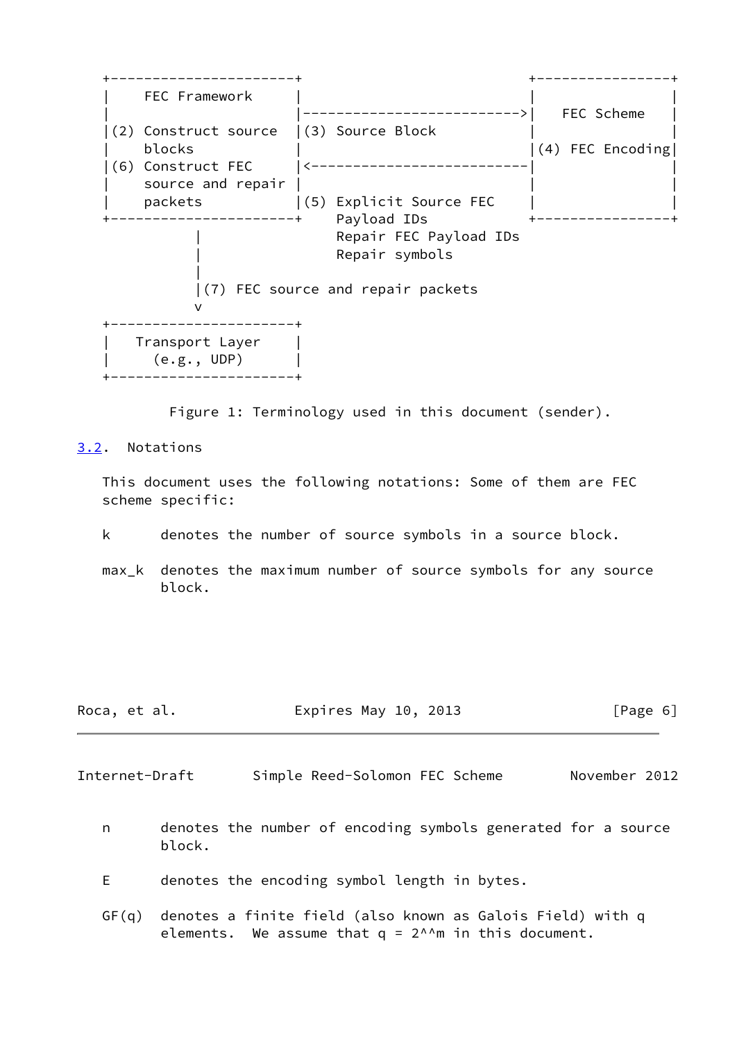```
+----------------------+                           +----------------+
|    FEC Framework     |                           |                |
|                      |-------------------------->|   FEC Scheme   |
|(2) Construct source  |(3) Source Block           |                |
|    blocks            |                           |(4) FEC Encoding|
|(6) Construct FEC     |<--------------------------|                |
|    source and repair |                           |                |
|    packets           |(5) Explicit Source FEC    |                |
+----------------------+    Payload IDs            +----------------+
           |                Repair FEC Payload IDs
           |                Repair symbols
           |
           |(7) FEC source and repair packets
           v
+----------------------+
|   Transport Layer    |
|     (e.g., UDP)      |
+----------------------+
```

Figure 1: Terminology used in this document (sender).

## 3.2. Notations

This document uses the following notations: Some of them are FEC scheme specific:

k denotes the number of source symbols in a source block.

max_k denotes the maximum number of source symbols for any source block.

n denotes the number of encoding symbols generated for a source block.

E denotes the encoding symbol length in bytes.

GF(q) denotes a finite field (also known as Galois Field) with q elements. We assume that q = 2^^m in this document.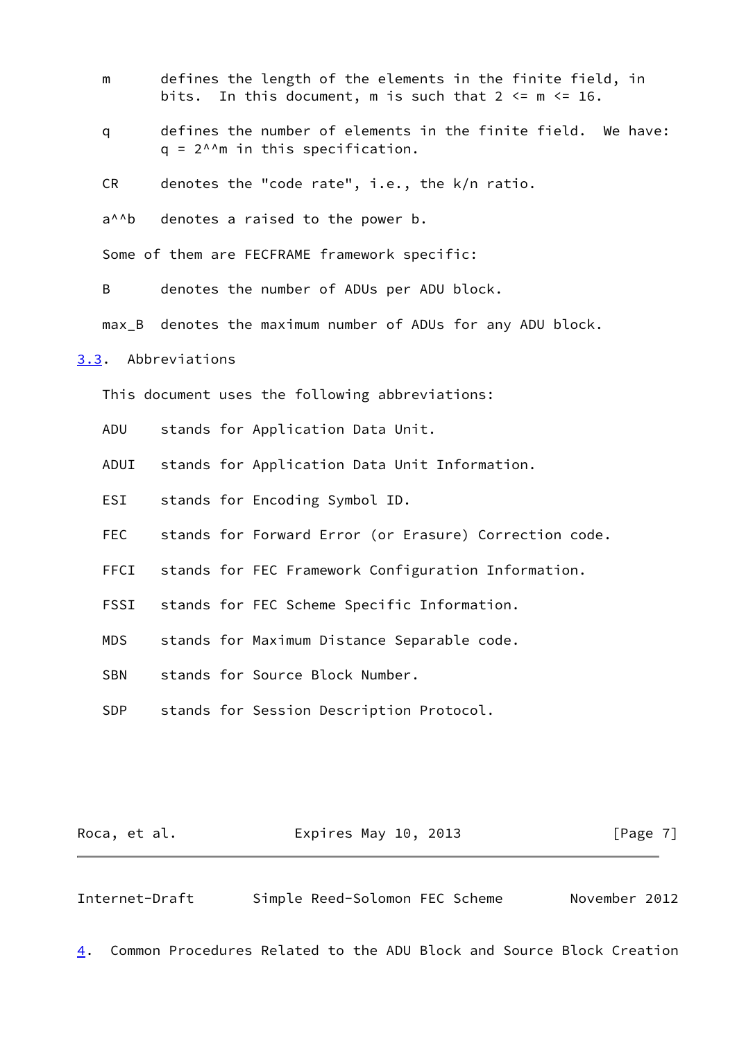m defines the length of the elements in the finite field, in bits. In this document, m is such that 2 <= m <= 16.

q defines the number of elements in the finite field. We have: q = 2^^m in this specification.

CR denotes the "code rate", i.e., the k/n ratio.

a^^b denotes a raised to the power b.

Some of them are FECFRAME framework specific:

B denotes the number of ADUs per ADU block.

max_B denotes the maximum number of ADUs for any ADU block.

## 3.3. Abbreviations

This document uses the following abbreviations:

ADU stands for Application Data Unit.

ADUI stands for Application Data Unit Information.

ESI stands for Encoding Symbol ID.

FEC stands for Forward Error (or Erasure) Correction code.

FFCI stands for FEC Framework Configuration Information.

FSSI stands for FEC Scheme Specific Information.

MDS stands for Maximum Distance Separable code.

SBN stands for Source Block Number.

SDP stands for Session Description Protocol.

# 4. Common Procedures Related to the ADU Block and Source Block Creation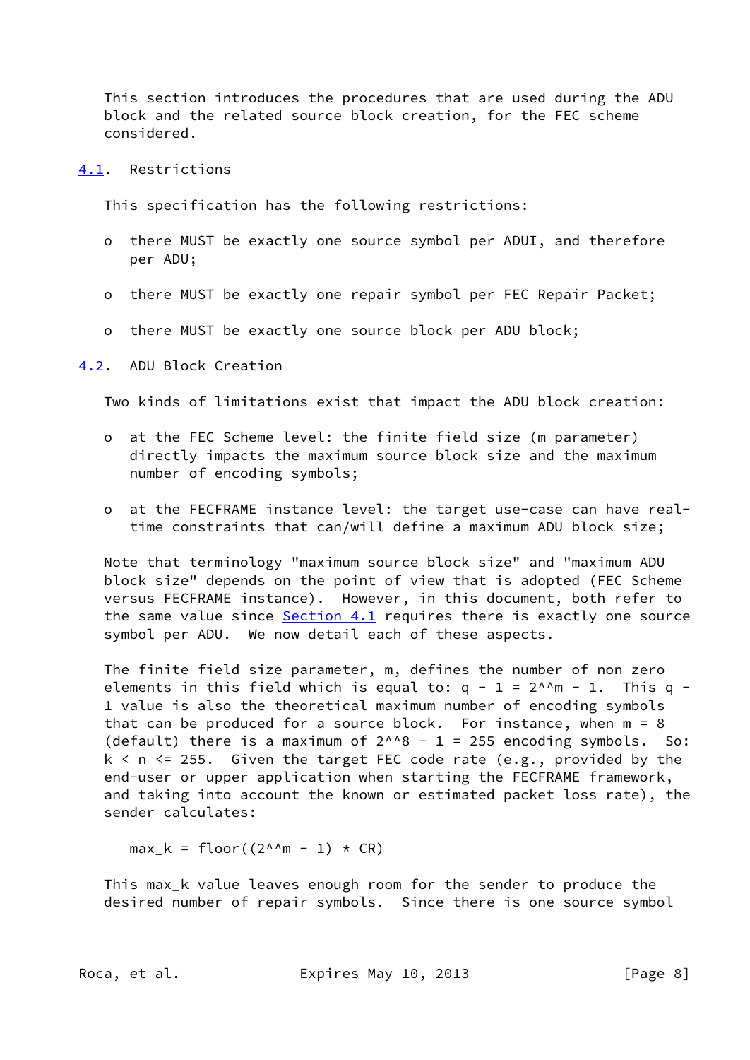This section introduces the procedures that are used during the ADU block and the related source block creation, for the FEC scheme considered.

## 4.1. Restrictions

This specification has the following restrictions:

- there MUST be exactly one source symbol per ADUI, and therefore per ADU;
- there MUST be exactly one repair symbol per FEC Repair Packet;
- there MUST be exactly one source block per ADU block;

## 4.2. ADU Block Creation

Two kinds of limitations exist that impact the ADU block creation:

- at the FEC Scheme level: the finite field size (m parameter) directly impacts the maximum source block size and the maximum number of encoding symbols;
- at the FECFRAME instance level: the target use-case can have real-time constraints that can/will define a maximum ADU block size;

Note that terminology "maximum source block size" and "maximum ADU block size" depends on the point of view that is adopted (FEC Scheme versus FECFRAME instance). However, in this document, both refer to the same value since Section 4.1 requires there is exactly one source symbol per ADU. We now detail each of these aspects.

The finite field size parameter, m, defines the number of non zero elements in this field which is equal to: $q - 1 = 2^m - 1$. This $q - 1$ value is also the theoretical maximum number of encoding symbols that can be produced for a source block. For instance, when $m = 8$ (default) there is a maximum of $2^8 - 1 = 255$ encoding symbols. So: $k < n <= 255$. Given the target FEC code rate (e.g., provided by the end-user or upper application when starting the FECFRAME framework, and taking into account the known or estimated packet loss rate), the sender calculates:

$$max\_k = floor((2^m - 1) * CR)$$

This max_k value leaves enough room for the sender to produce the desired number of repair symbols. Since there is one source symbol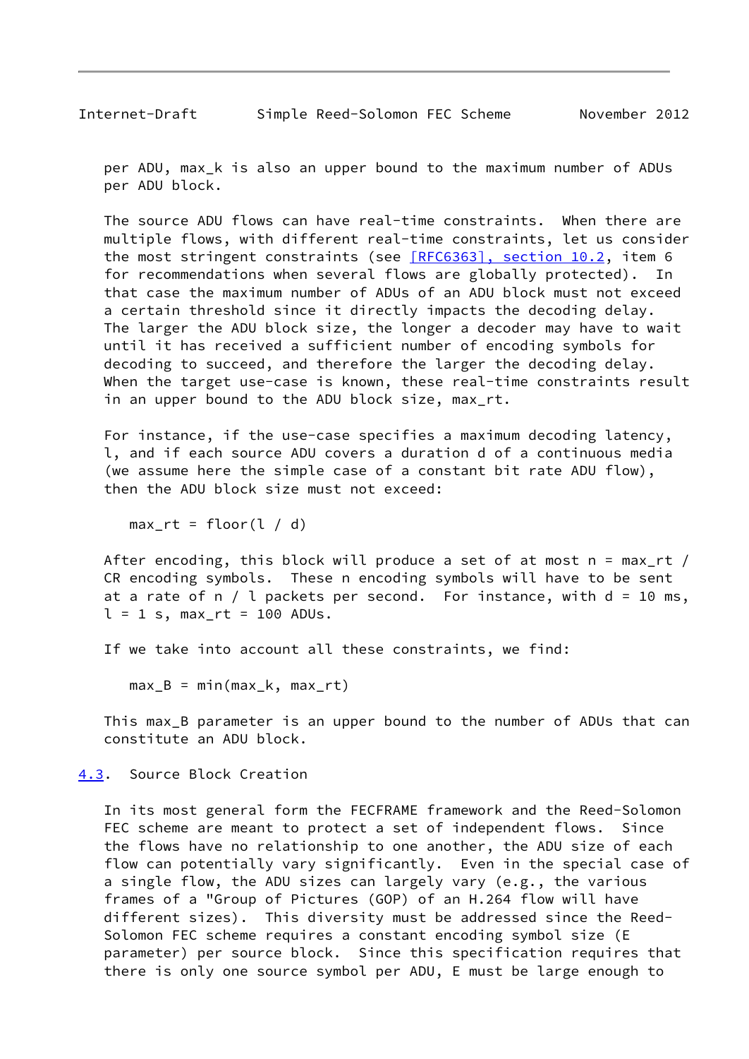per ADU, $max_k$ is also an upper bound to the maximum number of ADUs per ADU block.

The source ADU flows can have real-time constraints. When there are multiple flows, with different real-time constraints, let us consider the most stringent constraints (see [RFC6363], section 10.2, item 6 for recommendations when several flows are globally protected). In that case the maximum number of ADUs of an ADU block must not exceed a certain threshold since it directly impacts the decoding delay. The larger the ADU block size, the longer a decoder may have to wait until it has received a sufficient number of encoding symbols for decoding to succeed, and therefore the larger the decoding delay. When the target use-case is known, these real-time constraints result in an upper bound to the ADU block size, $max_{rt}$.

For instance, if the use-case specifies a maximum decoding latency, $l$, and if each source ADU covers a duration $d$ of a continuous media (we assume here the simple case of a constant bit rate ADU flow), then the ADU block size must not exceed:

$$max_{rt} = floor(l / d)$$

After encoding, this block will produce a set of at most $n = max_{rt} / CR$ encoding symbols. These $n$ encoding symbols will have to be sent at a rate of $n / l$ packets per second. For instance, with $d = 10$ ms, $l = 1$ s, $max_{rt} = 100$ ADUs.

If we take into account all these constraints, we find:

$$max_B = min(max_k, max_{rt})$$

This $max_B$ parameter is an upper bound to the number of ADUs that can constitute an ADU block.

## 4.3. Source Block Creation

In its most general form the FECFRAME framework and the Reed-Solomon FEC scheme are meant to protect a set of independent flows. Since the flows have no relationship to one another, the ADU size of each flow can potentially vary significantly. Even in the special case of a single flow, the ADU sizes can largely vary (e.g., the various frames of a "Group of Pictures (GOP) of an H.264 flow will have different sizes). This diversity must be addressed since the Reed-Solomon FEC scheme requires a constant encoding symbol size (E parameter) per source block. Since this specification requires that there is only one source symbol per ADU, E must be large enough to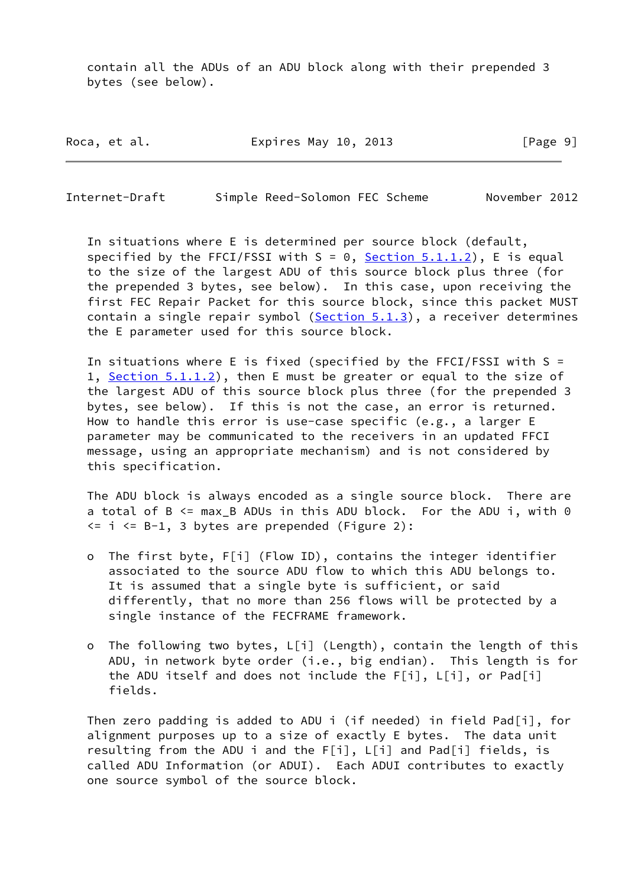contain all the ADUs of an ADU block along with their prepended 3 bytes (see below).

In situations where E is determined per source block (default, specified by the FFCI/FSSI with S = 0, Section 5.1.1.2), E is equal to the size of the largest ADU of this source block plus three (for the prepended 3 bytes, see below). In this case, upon receiving the first FEC Repair Packet for this source block, since this packet MUST contain a single repair symbol (Section 5.1.3), a receiver determines the E parameter used for this source block.

In situations where E is fixed (specified by the FFCI/FSSI with S = 1, Section 5.1.1.2), then E must be greater or equal to the size of the largest ADU of this source block plus three (for the prepended 3 bytes, see below). If this is not the case, an error is returned. How to handle this error is use-case specific (e.g., a larger E parameter may be communicated to the receivers in an updated FFCI message, using an appropriate mechanism) and is not considered by this specification.

The ADU block is always encoded as a single source block. There are a total of B <= max_B ADUs in this ADU block. For the ADU i, with 0 <= i <= B-1, 3 bytes are prepended (Figure 2):

- The first byte, F[i] (Flow ID), contains the integer identifier associated to the source ADU flow to which this ADU belongs to. It is assumed that a single byte is sufficient, or said differently, that no more than 256 flows will be protected by a single instance of the FECFRAME framework.

- The following two bytes, L[i] (Length), contain the length of this ADU, in network byte order (i.e., big endian). This length is for the ADU itself and does not include the F[i], L[i], or Pad[i] fields.

Then zero padding is added to ADU i (if needed) in field Pad[i], for alignment purposes up to a size of exactly E bytes. The data unit resulting from the ADU i and the F[i], L[i] and Pad[i] fields, is called ADU Information (or ADUI). Each ADUI contributes to exactly one source symbol of the source block.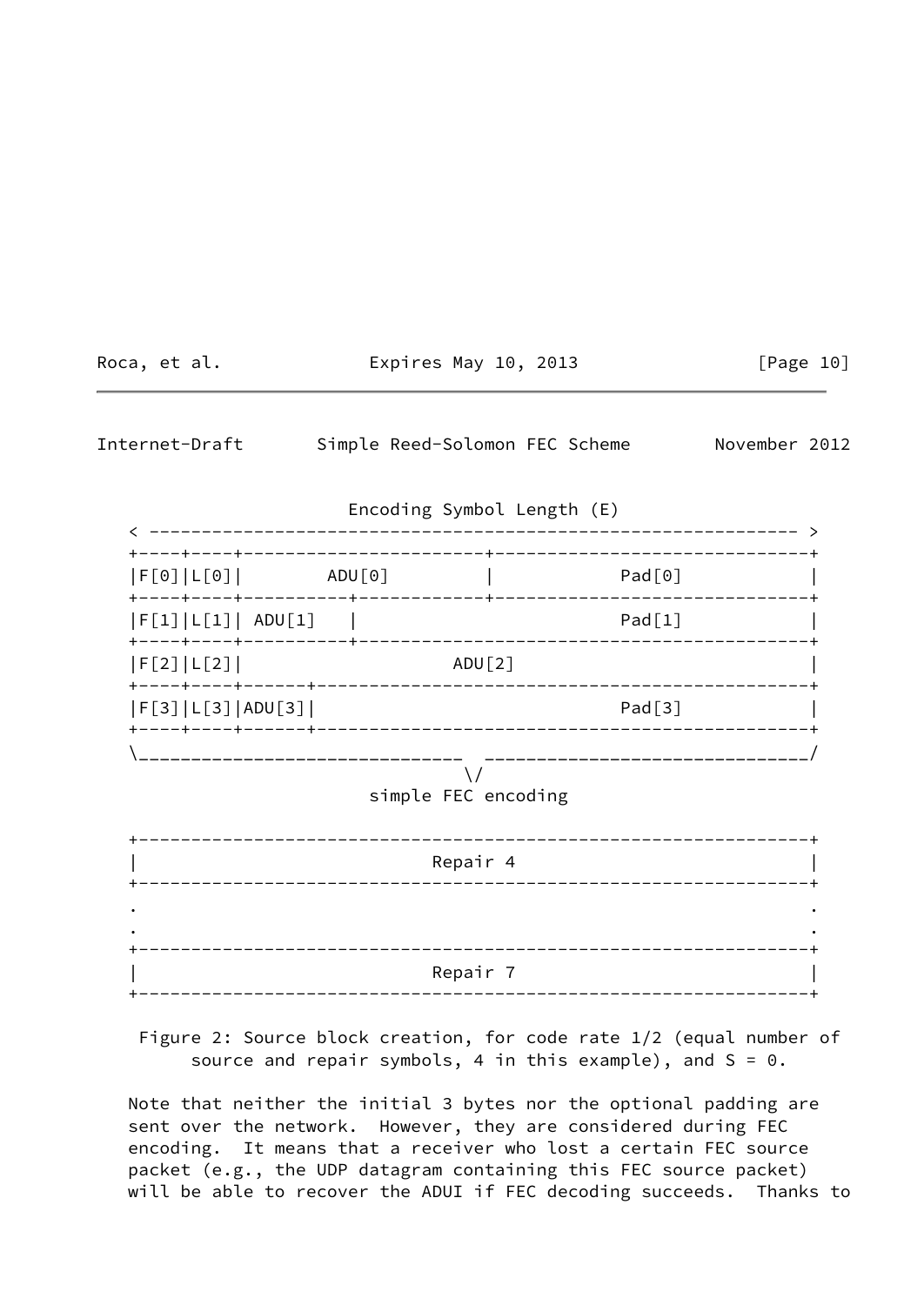```
                    Encoding Symbol Length (E)
   < ------------------------------------------------------------- >
   +----+----+-----------------------+------------------------------+
   |F[0]|L[0]|        ADU[0]         |            Pad[0]            |
   +----+----+----------+------------+------------------------------+
   |F[1]|L[1]| ADU[1]   |                         Pad[1]            |
   +----+----+----------+-------------------------------------------+
   |F[2]|L[2]|                    ADU[2]                            |
   +----+----+------+-----------------------------------------------+
   |F[3]|L[3]|ADU[3]|                             Pad[3]            |
   +----+----+------+-----------------------------------------------+
   \_______________________________  _______________________________/
                                   \/
                          simple FEC encoding

   +----------------------------------------------------------------+
   |                            Repair 4                            |
   +----------------------------------------------------------------+
   .                                                                .
   .                                                                .
   +----------------------------------------------------------------+
   |                            Repair 7                            |
   +----------------------------------------------------------------+
```

Figure 2: Source block creation, for code rate 1/2 (equal number of source and repair symbols, 4 in this example), and S = 0.

Note that neither the initial 3 bytes nor the optional padding are sent over the network. However, they are considered during FEC encoding. It means that a receiver who lost a certain FEC source packet (e.g., the UDP datagram containing this FEC source packet) will be able to recover the ADUI if FEC decoding succeeds. Thanks to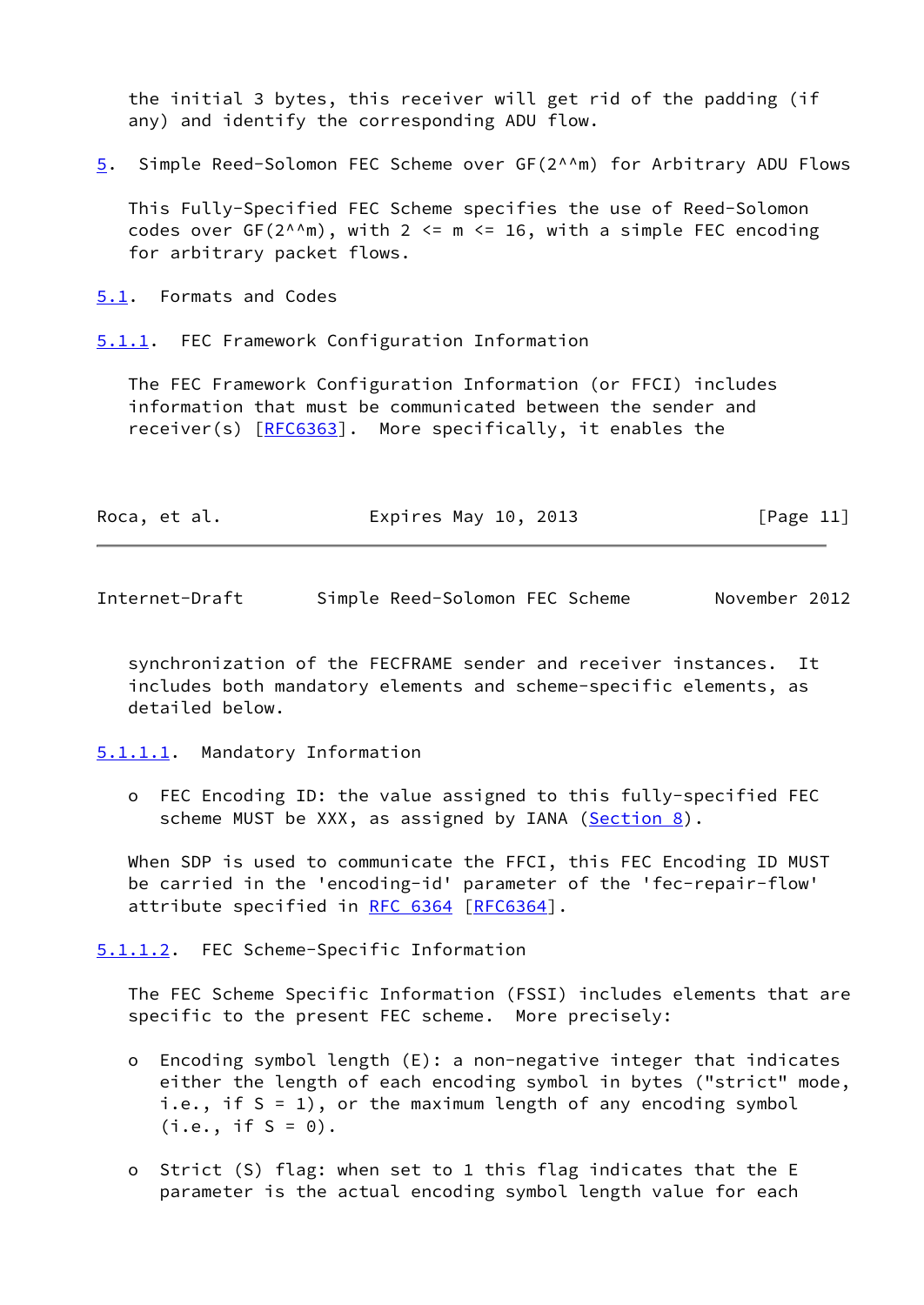the initial 3 bytes, this receiver will get rid of the padding (if any) and identify the corresponding ADU flow.

# 5. Simple Reed-Solomon FEC Scheme over GF(2^^m) for Arbitrary ADU Flows

This Fully-Specified FEC Scheme specifies the use of Reed-Solomon codes over GF(2^^m), with 2 <= m <= 16, with a simple FEC encoding for arbitrary packet flows.

## 5.1. Formats and Codes

### 5.1.1. FEC Framework Configuration Information

The FEC Framework Configuration Information (or FFCI) includes information that must be communicated between the sender and receiver(s) [RFC6363]. More specifically, it enables the synchronization of the FECFRAME sender and receiver instances. It includes both mandatory elements and scheme-specific elements, as detailed below.

#### 5.1.1.1. Mandatory Information

- FEC Encoding ID: the value assigned to this fully-specified FEC scheme MUST be XXX, as assigned by IANA (Section 8).

When SDP is used to communicate the FFCI, this FEC Encoding ID MUST be carried in the 'encoding-id' parameter of the 'fec-repair-flow' attribute specified in RFC 6364 [RFC6364].

#### 5.1.1.2. FEC Scheme-Specific Information

The FEC Scheme Specific Information (FSSI) includes elements that are specific to the present FEC scheme. More precisely:

- Encoding symbol length (E): a non-negative integer that indicates either the length of each encoding symbol in bytes ("strict" mode, i.e., if S = 1), or the maximum length of any encoding symbol (i.e., if S = 0).

- Strict (S) flag: when set to 1 this flag indicates that the E parameter is the actual encoding symbol length value for each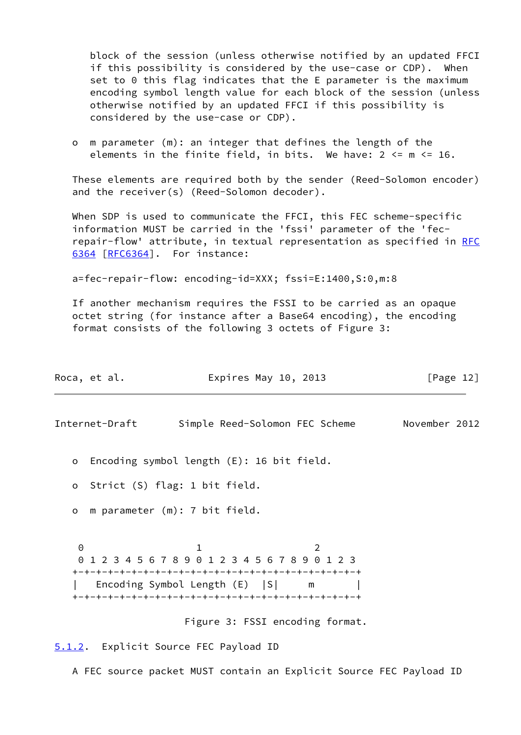block of the session (unless otherwise notified by an updated FFCI if this possibility is considered by the use-case or CDP). When set to 0 this flag indicates that the E parameter is the maximum encoding symbol length value for each block of the session (unless otherwise notified by an updated FFCI if this possibility is considered by the use-case or CDP).

- m parameter (m): an integer that defines the length of the elements in the finite field, in bits. We have: 2 <= m <= 16.

These elements are required both by the sender (Reed-Solomon encoder) and the receiver(s) (Reed-Solomon decoder).

When SDP is used to communicate the FFCI, this FEC scheme-specific information MUST be carried in the 'fssi' parameter of the 'fec-repair-flow' attribute, in textual representation as specified in RFC 6364 [RFC6364]. For instance:

```
a=fec-repair-flow: encoding-id=XXX; fssi=E:1400,S:0,m:8
```

If another mechanism requires the FSSI to be carried as an opaque octet string (for instance after a Base64 encoding), the encoding format consists of the following 3 octets of Figure 3:

- Encoding symbol length (E): 16 bit field.
- Strict (S) flag: 1 bit field.
- m parameter (m): 7 bit field.

```
 0                   1                   2
 0 1 2 3 4 5 6 7 8 9 0 1 2 3 4 5 6 7 8 9 0 1 2 3
+-+-+-+-+-+-+-+-+-+-+-+-+-+-+-+-+-+-+-+-+-+-+-+-+
|   Encoding Symbol Length (E)  |S|      m      |
+-+-+-+-+-+-+-+-+-+-+-+-+-+-+-+-+-+-+-+-+-+-+-+-+
```

Figure 3: FSSI encoding format.

### 5.1.2. Explicit Source FEC Payload ID

A FEC source packet MUST contain an Explicit Source FEC Payload ID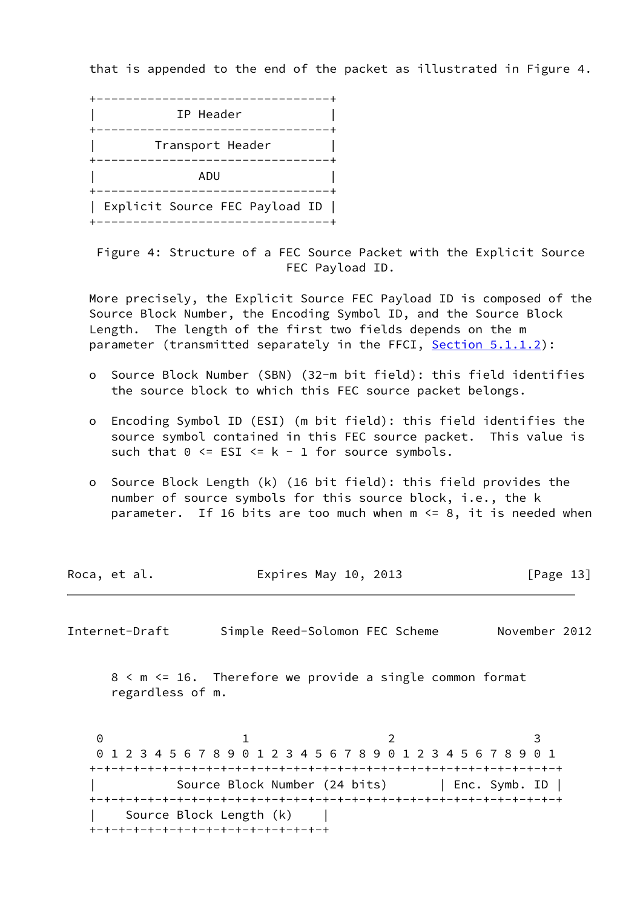that is appended to the end of the packet as illustrated in Figure 4.

```
+--------------------------------+
|           IP Header            |
+--------------------------------+
|        Transport Header        |
+--------------------------------+
|              ADU               |
+--------------------------------+
| Explicit Source FEC Payload ID |
+--------------------------------+
```

Figure 4: Structure of a FEC Source Packet with the Explicit Source FEC Payload ID.

More precisely, the Explicit Source FEC Payload ID is composed of the Source Block Number, the Encoding Symbol ID, and the Source Block Length. The length of the first two fields depends on the m parameter (transmitted separately in the FFCI, Section 5.1.1.2):

- Source Block Number (SBN) (32-m bit field): this field identifies the source block to which this FEC source packet belongs.
- Encoding Symbol ID (ESI) (m bit field): this field identifies the source symbol contained in this FEC source packet. This value is such that 0 <= ESI <= k - 1 for source symbols.
- Source Block Length (k) (16 bit field): this field provides the number of source symbols for this source block, i.e., the k parameter. If 16 bits are too much when m <= 8, it is needed when 8 < m <= 16. Therefore we provide a single common format regardless of m.

```
 0                   1                   2                   3
 0 1 2 3 4 5 6 7 8 9 0 1 2 3 4 5 6 7 8 9 0 1 2 3 4 5 6 7 8 9 0 1
+-+-+-+-+-+-+-+-+-+-+-+-+-+-+-+-+-+-+-+-+-+-+-+-+-+-+-+-+-+-+-+-+
|           Source Block Number (24 bits)       | Enc. Symb. ID |
+-+-+-+-+-+-+-+-+-+-+-+-+-+-+-+-+-+-+-+-+-+-+-+-+-+-+-+-+-+-+-+-+
|    Source Block Length (k)    |
+-+-+-+-+-+-+-+-+-+-+-+-+-+-+-+-+
```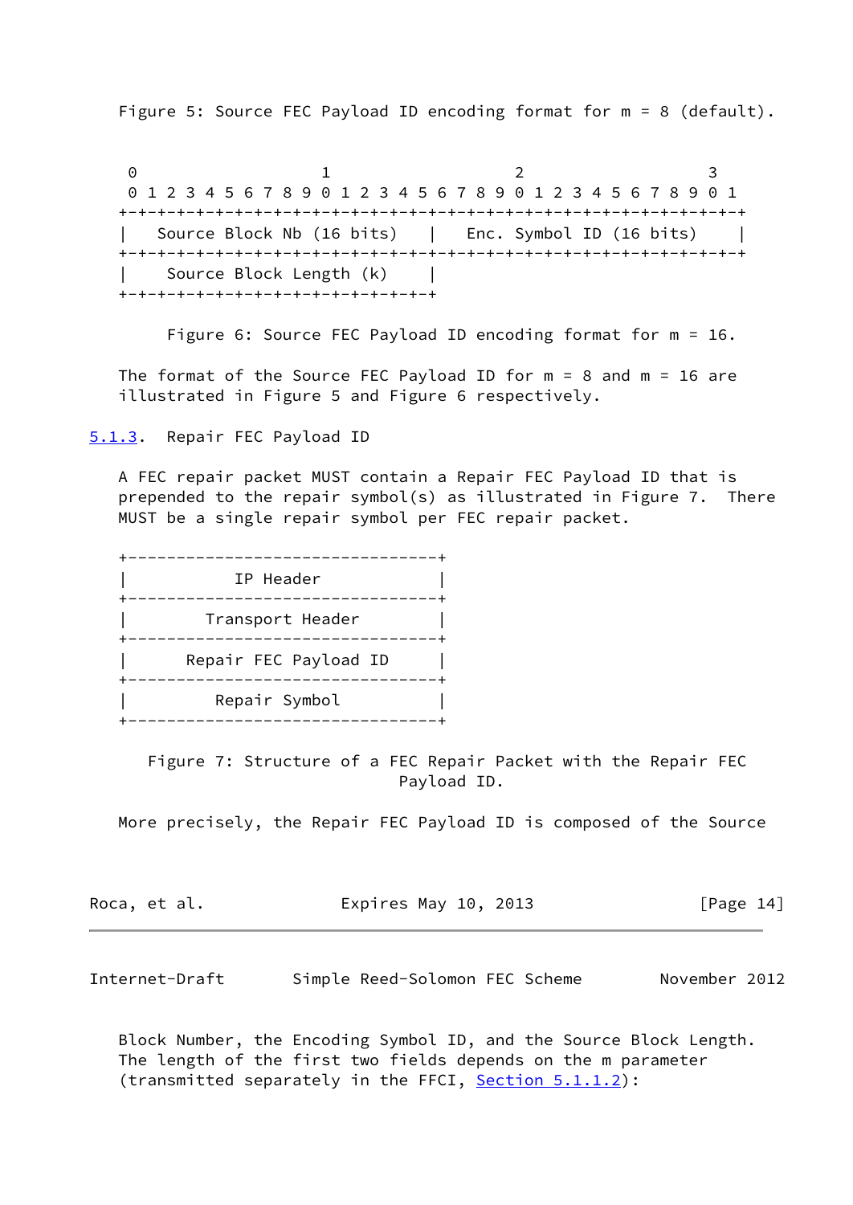Figure 5: Source FEC Payload ID encoding format for m = 8 (default).

```
 0                   1                   2                   3
 0 1 2 3 4 5 6 7 8 9 0 1 2 3 4 5 6 7 8 9 0 1 2 3 4 5 6 7 8 9 0 1
+-+-+-+-+-+-+-+-+-+-+-+-+-+-+-+-+-+-+-+-+-+-+-+-+-+-+-+-+-+-+-+-+
|   Source Block Nb (16 bits)   |   Enc. Symbol ID (16 bits)    |
+-+-+-+-+-+-+-+-+-+-+-+-+-+-+-+-+-+-+-+-+-+-+-+-+-+-+-+-+-+-+-+-+
|    Source Block Length (k)    |
+-+-+-+-+-+-+-+-+-+-+-+-+-+-+-+-+
```

Figure 6: Source FEC Payload ID encoding format for m = 16.

The format of the Source FEC Payload ID for m = 8 and m = 16 are illustrated in Figure 5 and Figure 6 respectively.

### 5.1.3. Repair FEC Payload ID

A FEC repair packet MUST contain a Repair FEC Payload ID that is prepended to the repair symbol(s) as illustrated in Figure 7. There MUST be a single repair symbol per FEC repair packet.

```
+---------------------------------+
|           IP Header             |
+---------------------------------+
|        Transport Header         |
+---------------------------------+
|      Repair FEC Payload ID      |
+---------------------------------+
|         Repair Symbol           |
+---------------------------------+
```

Figure 7: Structure of a FEC Repair Packet with the Repair FEC Payload ID.

More precisely, the Repair FEC Payload ID is composed of the Source Block Number, the Encoding Symbol ID, and the Source Block Length. The length of the first two fields depends on the m parameter (transmitted separately in the FFCI, Section 5.1.1.2):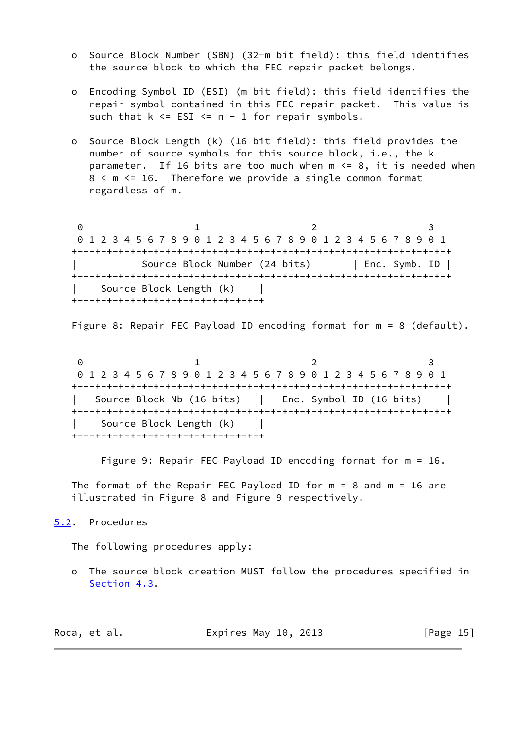- Source Block Number (SBN) (32-m bit field): this field identifies the source block to which the FEC repair packet belongs.

- Encoding Symbol ID (ESI) (m bit field): this field identifies the repair symbol contained in this FEC repair packet. This value is such that k <= ESI <= n - 1 for repair symbols.

- Source Block Length (k) (16 bit field): this field provides the number of source symbols for this source block, i.e., the k parameter. If 16 bits are too much when m <= 8, it is needed when 8 < m <= 16. Therefore we provide a single common format regardless of m.

```
 0                   1                   2                   3
 0 1 2 3 4 5 6 7 8 9 0 1 2 3 4 5 6 7 8 9 0 1 2 3 4 5 6 7 8 9 0 1
+-+-+-+-+-+-+-+-+-+-+-+-+-+-+-+-+-+-+-+-+-+-+-+-+-+-+-+-+-+-+-+-+
|           Source Block Number (24 bits)       | Enc. Symb. ID |
+-+-+-+-+-+-+-+-+-+-+-+-+-+-+-+-+-+-+-+-+-+-+-+-+-+-+-+-+-+-+-+-+
|    Source Block Length (k)    |
+-+-+-+-+-+-+-+-+-+-+-+-+-+-+-+-+
```

Figure 8: Repair FEC Payload ID encoding format for m = 8 (default).

```
 0                   1                   2                   3
 0 1 2 3 4 5 6 7 8 9 0 1 2 3 4 5 6 7 8 9 0 1 2 3 4 5 6 7 8 9 0 1
+-+-+-+-+-+-+-+-+-+-+-+-+-+-+-+-+-+-+-+-+-+-+-+-+-+-+-+-+-+-+-+-+
|   Source Block Nb (16 bits)   |   Enc. Symbol ID (16 bits)    |
+-+-+-+-+-+-+-+-+-+-+-+-+-+-+-+-+-+-+-+-+-+-+-+-+-+-+-+-+-+-+-+-+
|    Source Block Length (k)    |
+-+-+-+-+-+-+-+-+-+-+-+-+-+-+-+-+
```

Figure 9: Repair FEC Payload ID encoding format for m = 16.

The format of the Repair FEC Payload ID for m = 8 and m = 16 are illustrated in Figure 8 and Figure 9 respectively.

### 5.2. Procedures

The following procedures apply:

- The source block creation MUST follow the procedures specified in Section 4.3.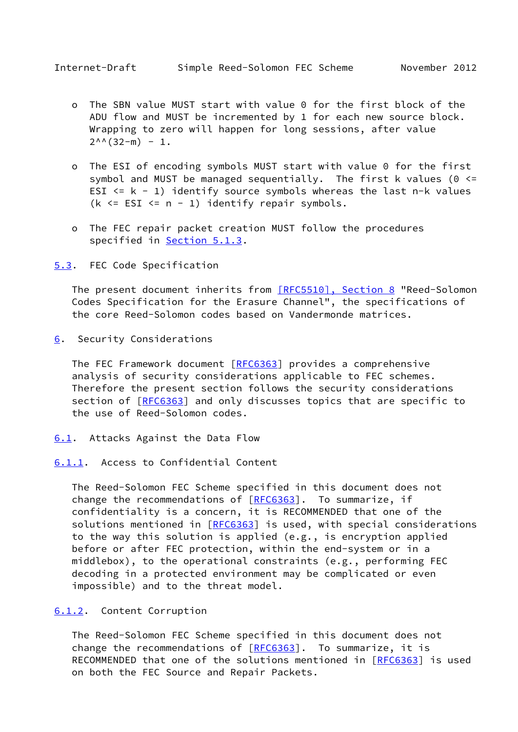- The SBN value MUST start with value 0 for the first block of the ADU flow and MUST be incremented by 1 for each new source block. Wrapping to zero will happen for long sessions, after value $2^{(32-m)} - 1$.

- The ESI of encoding symbols MUST start with value 0 for the first symbol and MUST be managed sequentially. The first k values ($0 \le ESI \le k - 1$) identify source symbols whereas the last n-k values ($k \le ESI \le n - 1$) identify repair symbols.

- The FEC repair packet creation MUST follow the procedures specified in Section 5.1.3.

### 5.3. FEC Code Specification

The present document inherits from [RFC5510], Section 8 "Reed-Solomon Codes Specification for the Erasure Channel", the specifications of the core Reed-Solomon codes based on Vandermonde matrices.

## 6. Security Considerations

The FEC Framework document [RFC6363] provides a comprehensive analysis of security considerations applicable to FEC schemes. Therefore the present section follows the security considerations section of [RFC6363] and only discusses topics that are specific to the use of Reed-Solomon codes.

### 6.1. Attacks Against the Data Flow

#### 6.1.1. Access to Confidential Content

The Reed-Solomon FEC Scheme specified in this document does not change the recommendations of [RFC6363]. To summarize, if confidentiality is a concern, it is RECOMMENDED that one of the solutions mentioned in [RFC6363] is used, with special considerations to the way this solution is applied (e.g., is encryption applied before or after FEC protection, within the end-system or in a middlebox), to the operational constraints (e.g., performing FEC decoding in a protected environment may be complicated or even impossible) and to the threat model.

#### 6.1.2. Content Corruption

The Reed-Solomon FEC Scheme specified in this document does not change the recommendations of [RFC6363]. To summarize, it is RECOMMENDED that one of the solutions mentioned in [RFC6363] is used on both the FEC Source and Repair Packets.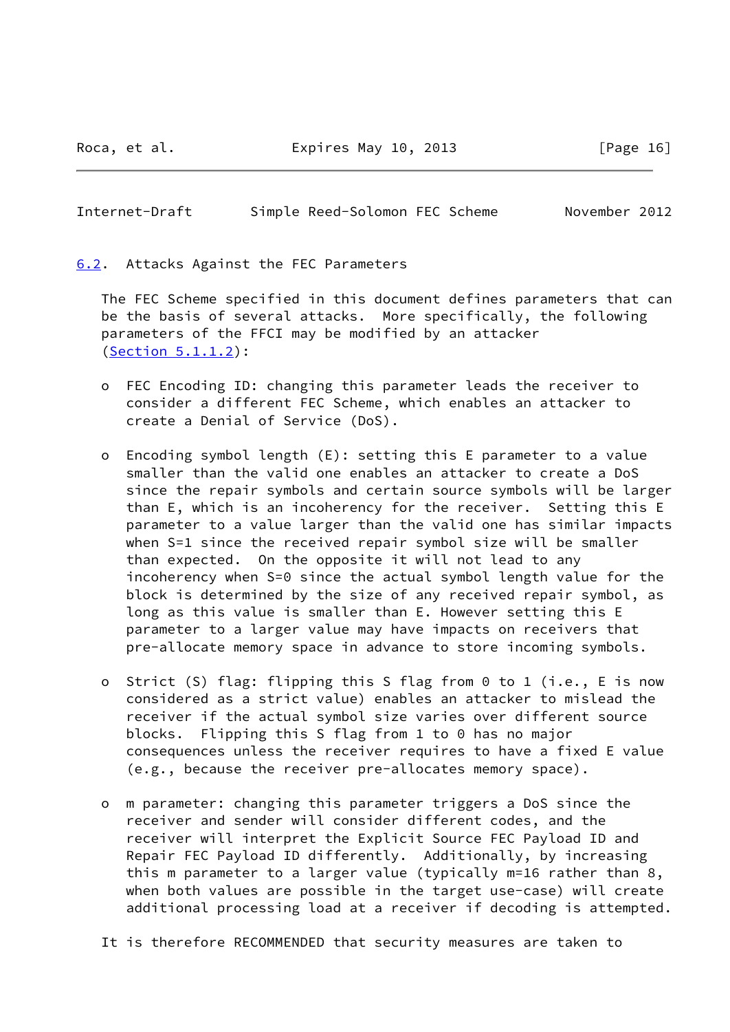## 6.2. Attacks Against the FEC Parameters

The FEC Scheme specified in this document defines parameters that can be the basis of several attacks. More specifically, the following parameters of the FFCI may be modified by an attacker (Section 5.1.1.2):

- FEC Encoding ID: changing this parameter leads the receiver to consider a different FEC Scheme, which enables an attacker to create a Denial of Service (DoS).

- Encoding symbol length (E): setting this E parameter to a value smaller than the valid one enables an attacker to create a DoS since the repair symbols and certain source symbols will be larger than E, which is an incoherency for the receiver. Setting this E parameter to a value larger than the valid one has similar impacts when S=1 since the received repair symbol size will be smaller than expected. On the opposite it will not lead to any incoherency when S=0 since the actual symbol length value for the block is determined by the size of any received repair symbol, as long as this value is smaller than E. However setting this E parameter to a larger value may have impacts on receivers that pre-allocate memory space in advance to store incoming symbols.

- Strict (S) flag: flipping this S flag from 0 to 1 (i.e., E is now considered as a strict value) enables an attacker to mislead the receiver if the actual symbol size varies over different source blocks. Flipping this S flag from 1 to 0 has no major consequences unless the receiver requires to have a fixed E value (e.g., because the receiver pre-allocates memory space).

- m parameter: changing this parameter triggers a DoS since the receiver and sender will consider different codes, and the receiver will interpret the Explicit Source FEC Payload ID and Repair FEC Payload ID differently. Additionally, by increasing this m parameter to a larger value (typically m=16 rather than 8, when both values are possible in the target use-case) will create additional processing load at a receiver if decoding is attempted.

It is therefore RECOMMENDED that security measures are taken to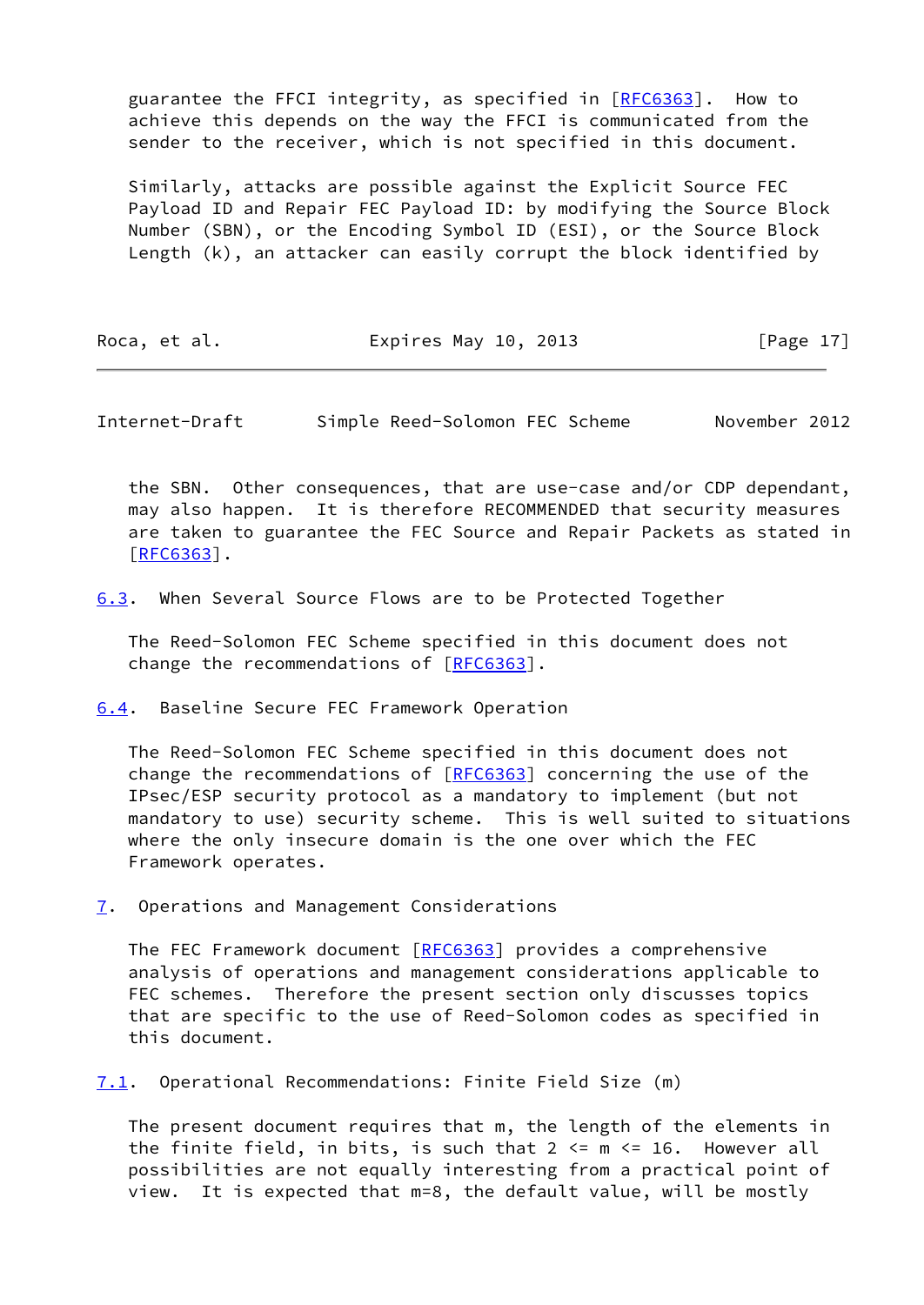guarantee the FFCI integrity, as specified in [RFC6363]. How to achieve this depends on the way the FFCI is communicated from the sender to the receiver, which is not specified in this document.

Similarly, attacks are possible against the Explicit Source FEC Payload ID and Repair FEC Payload ID: by modifying the Source Block Number (SBN), or the Encoding Symbol ID (ESI), or the Source Block Length (k), an attacker can easily corrupt the block identified by the SBN. Other consequences, that are use-case and/or CDP dependant, may also happen. It is therefore RECOMMENDED that security measures are taken to guarantee the FEC Source and Repair Packets as stated in [RFC6363].

### 6.3. When Several Source Flows are to be Protected Together

The Reed-Solomon FEC Scheme specified in this document does not change the recommendations of [RFC6363].

### 6.4. Baseline Secure FEC Framework Operation

The Reed-Solomon FEC Scheme specified in this document does not change the recommendations of [RFC6363] concerning the use of the IPsec/ESP security protocol as a mandatory to implement (but not mandatory to use) security scheme. This is well suited to situations where the only insecure domain is the one over which the FEC Framework operates.

## 7. Operations and Management Considerations

The FEC Framework document [RFC6363] provides a comprehensive analysis of operations and management considerations applicable to FEC schemes. Therefore the present section only discusses topics that are specific to the use of Reed-Solomon codes as specified in this document.

### 7.1. Operational Recommendations: Finite Field Size (m)

The present document requires that m, the length of the elements in the finite field, in bits, is such that $2 <= m <= 16$. However all possibilities are not equally interesting from a practical point of view. It is expected that m=8, the default value, will be mostly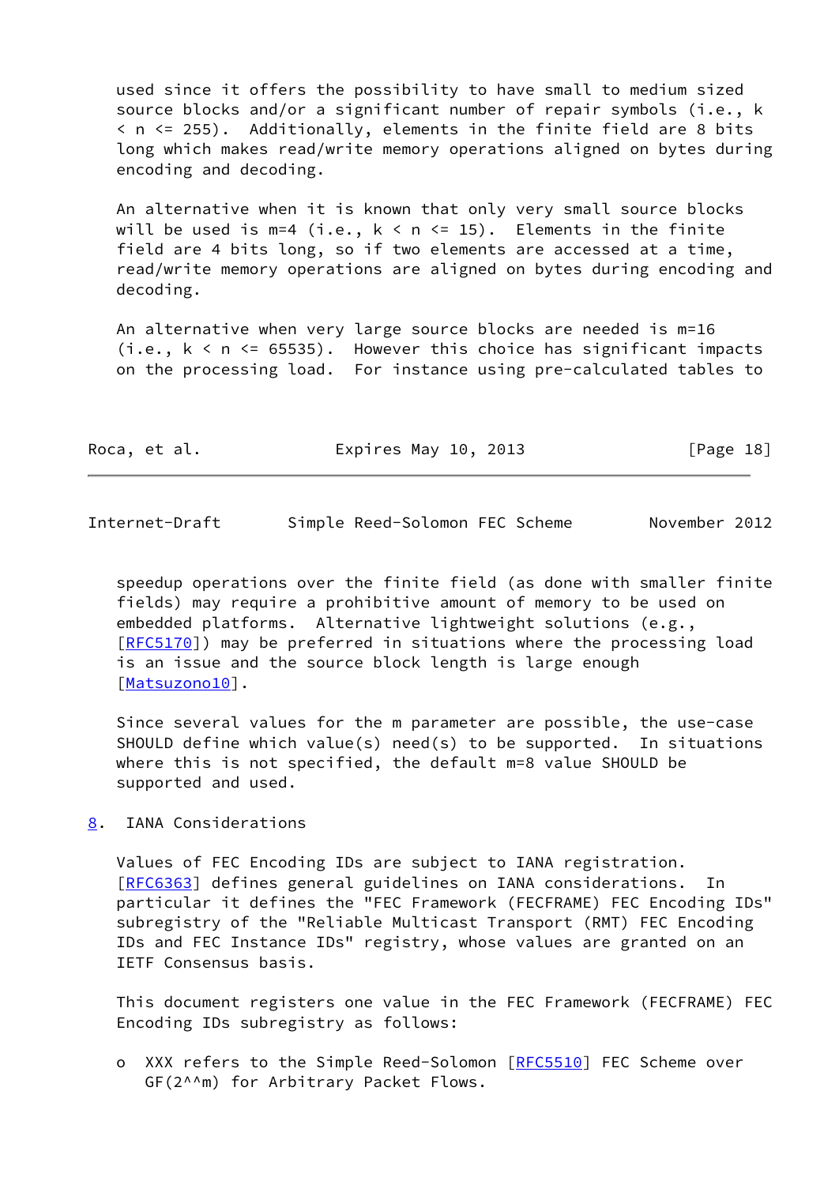used since it offers the possibility to have small to medium sized source blocks and/or a significant number of repair symbols (i.e., $k < n <= 255$). Additionally, elements in the finite field are 8 bits long which makes read/write memory operations aligned on bytes during encoding and decoding.

An alternative when it is known that only very small source blocks will be used is m=4 (i.e., $k < n <= 15$). Elements in the finite field are 4 bits long, so if two elements are accessed at a time, read/write memory operations are aligned on bytes during encoding and decoding.

An alternative when very large source blocks are needed is m=16 (i.e., $k < n <= 65535$). However this choice has significant impacts on the processing load. For instance using pre-calculated tables to speedup operations over the finite field (as done with smaller finite fields) may require a prohibitive amount of memory to be used on embedded platforms. Alternative lightweight solutions (e.g., [RFC5170]) may be preferred in situations where the processing load is an issue and the source block length is large enough [Matsuzono10].

Since several values for the m parameter are possible, the use-case SHOULD define which value(s) need(s) to be supported. In situations where this is not specified, the default m=8 value SHOULD be supported and used.

## 8. IANA Considerations

Values of FEC Encoding IDs are subject to IANA registration. [RFC6363] defines general guidelines on IANA considerations. In particular it defines the "FEC Framework (FECFRAME) FEC Encoding IDs" subregistry of the "Reliable Multicast Transport (RMT) FEC Encoding IDs and FEC Instance IDs" registry, whose values are granted on an IETF Consensus basis.

This document registers one value in the FEC Framework (FECFRAME) FEC Encoding IDs subregistry as follows:

- XXX refers to the Simple Reed-Solomon [RFC5510] FEC Scheme over GF(2^^m) for Arbitrary Packet Flows.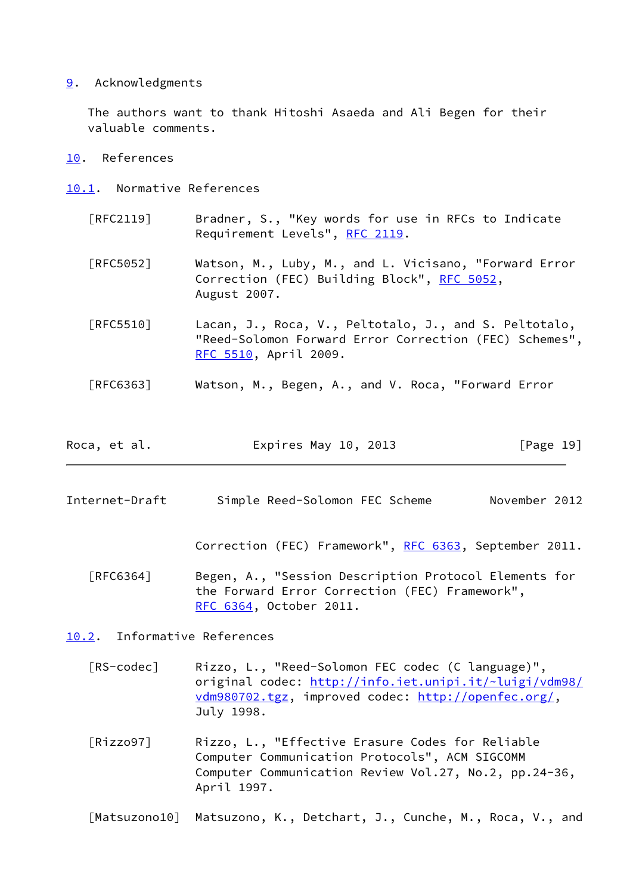## 9. Acknowledgments

The authors want to thank Hitoshi Asaeda and Ali Begen for their valuable comments.

## 10. References

### 10.1. Normative References

[RFC2119] Bradner, S., "Key words for use in RFCs to Indicate Requirement Levels", RFC 2119.

[RFC5052] Watson, M., Luby, M., and L. Vicisano, "Forward Error Correction (FEC) Building Block", RFC 5052, August 2007.

[RFC5510] Lacan, J., Roca, V., Peltotalo, J., and S. Peltotalo, "Reed-Solomon Forward Error Correction (FEC) Schemes", RFC 5510, April 2009.

[RFC6363] Watson, M., Begen, A., and V. Roca, "Forward Error Correction (FEC) Framework", RFC 6363, September 2011.

[RFC6364] Begen, A., "Session Description Protocol Elements for the Forward Error Correction (FEC) Framework", RFC 6364, October 2011.

### 10.2. Informative References

[RS-codec] Rizzo, L., "Reed-Solomon FEC codec (C language)", original codec: http://info.iet.unipi.it/~luigi/vdm98/vdm980702.tgz, improved codec: http://openfec.org/, July 1998.

[Rizzo97] Rizzo, L., "Effective Erasure Codes for Reliable Computer Communication Protocols", ACM SIGCOMM Computer Communication Review Vol.27, No.2, pp.24-36, April 1997.

[Matsuzono10] Matsuzono, K., Detchart, J., Cunche, M., Roca, V., and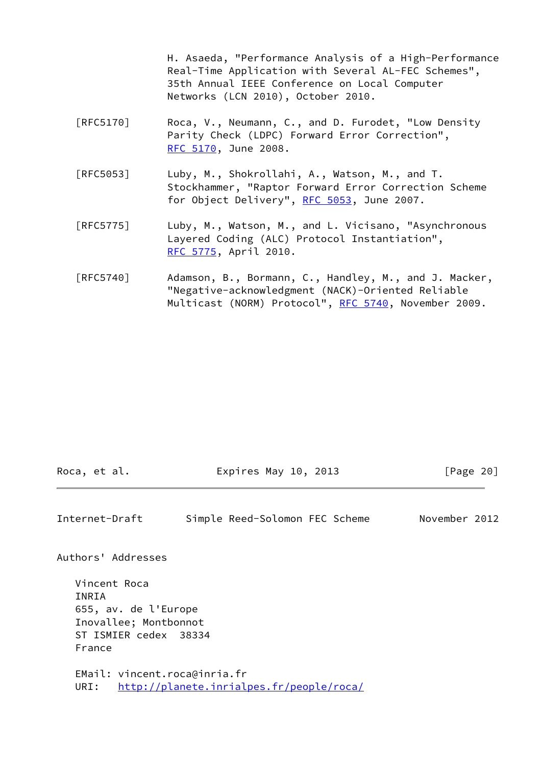H. Asaeda, "Performance Analysis of a High-Performance Real-Time Application with Several AL-FEC Schemes", 35th Annual IEEE Conference on Local Computer Networks (LCN 2010), October 2010.

[RFC5170] Roca, V., Neumann, C., and D. Furodet, "Low Density Parity Check (LDPC) Forward Error Correction", RFC 5170, June 2008.

[RFC5053] Luby, M., Shokrollahi, A., Watson, M., and T. Stockhammer, "Raptor Forward Error Correction Scheme for Object Delivery", RFC 5053, June 2007.

[RFC5775] Luby, M., Watson, M., and L. Vicisano, "Asynchronous Layered Coding (ALC) Protocol Instantiation", RFC 5775, April 2010.

[RFC5740] Adamson, B., Bormann, C., Handley, M., and J. Macker, "Negative-acknowledgment (NACK)-Oriented Reliable Multicast (NORM) Protocol", RFC 5740, November 2009.

## Authors' Addresses

Vincent Roca
INRIA
655, av. de l'Europe
Inovallee; Montbonnot
ST ISMIER cedex 38334
France

EMail: vincent.roca@inria.fr
URI: http://planete.inrialpes.fr/people/roca/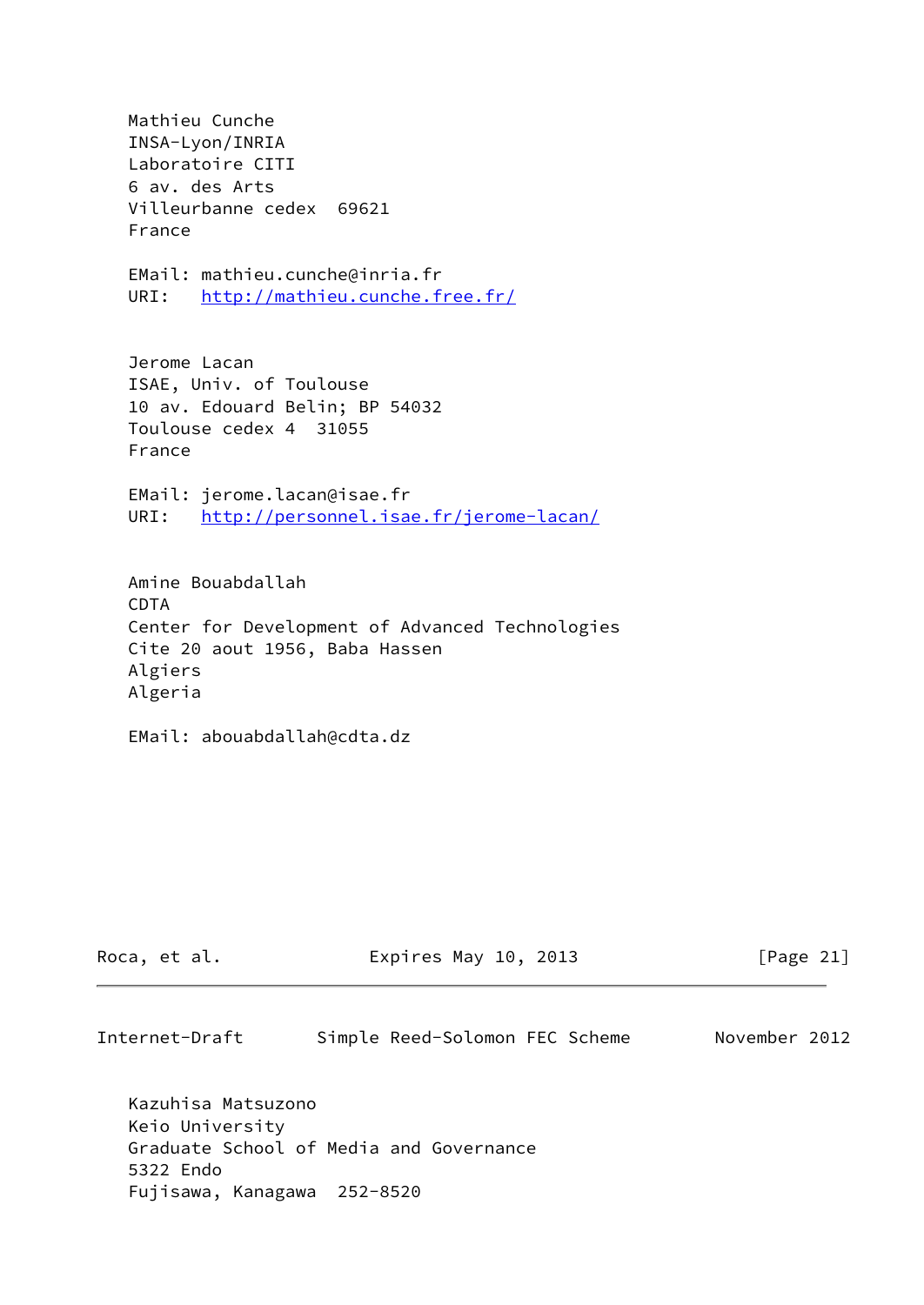Mathieu Cunche
INSA-Lyon/INRIA
Laboratoire CITI
6 av. des Arts
Villeurbanne cedex  69621
France

EMail: mathieu.cunche@inria.fr
URI:   http://mathieu.cunche.free.fr/

Jerome Lacan
ISAE, Univ. of Toulouse
10 av. Edouard Belin; BP 54032
Toulouse cedex 4  31055
France

EMail: jerome.lacan@isae.fr
URI:   http://personnel.isae.fr/jerome-lacan/

Amine Bouabdallah
CDTA
Center for Development of Advanced Technologies
Cite 20 aout 1956, Baba Hassen
Algiers
Algeria

EMail: abouabdallah@cdta.dz

Kazuhisa Matsuzono
Keio University
Graduate School of Media and Governance
5322 Endo
Fujisawa, Kanagawa  252-8520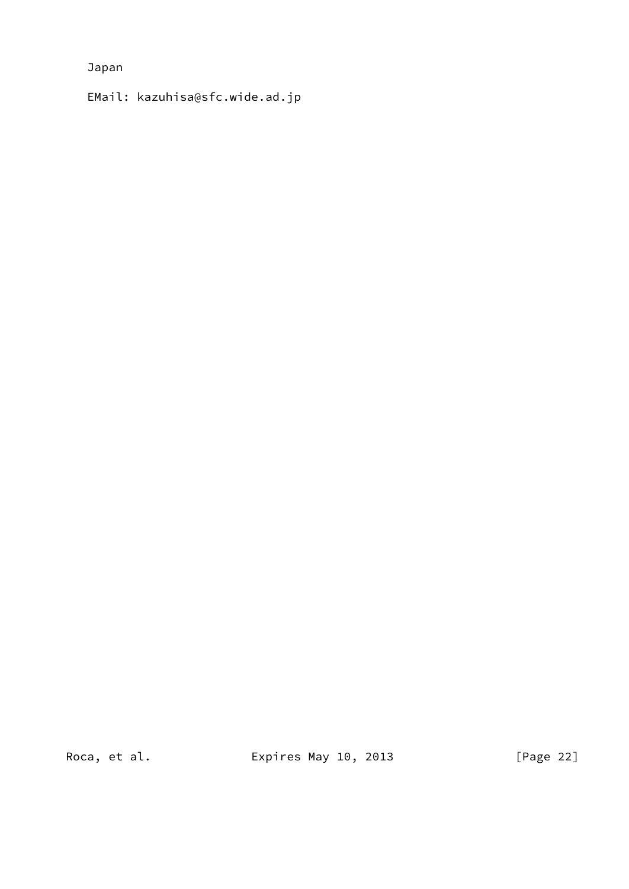Japan

EMail: kazuhisa@sfc.wide.ad.jp